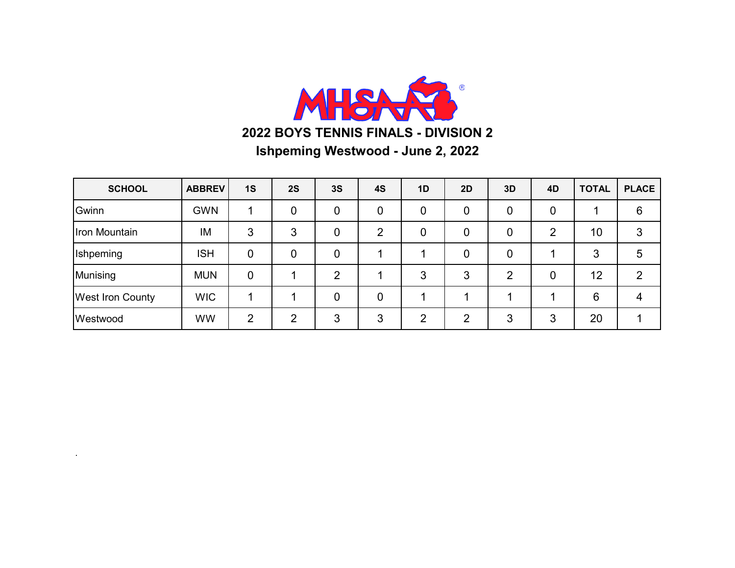# 2022 BOYS TENNIS FINALS - DIVISION 2

## Ishpeming Westwood - June 2, 2022

| SCHOOL | ABBREV | 1S | 2S | 3S | 4S | 1D | 2D | 3D | 4D | TOTAL | PLACE |
|---|---|---|---|---|---|---|---|---|---|---|---|
| Gwinn | GWN | 1 | 0 | 0 | 0 | 0 | 0 | 0 | 0 | 1 | 6 |
| Iron Mountain | IM | 3 | 3 | 0 | 2 | 0 | 0 | 0 | 2 | 10 | 3 |
| Ishpeming | ISH | 0 | 0 | 0 | 1 | 1 | 0 | 0 | 1 | 3 | 5 |
| Munising | MUN | 0 | 1 | 2 | 1 | 3 | 3 | 2 | 0 | 12 | 2 |
| West Iron County | WIC | 1 | 1 | 0 | 0 | 1 | 1 | 1 | 1 | 6 | 4 |
| Westwood | WW | 2 | 2 | 3 | 3 | 2 | 2 | 3 | 3 | 20 | 1 |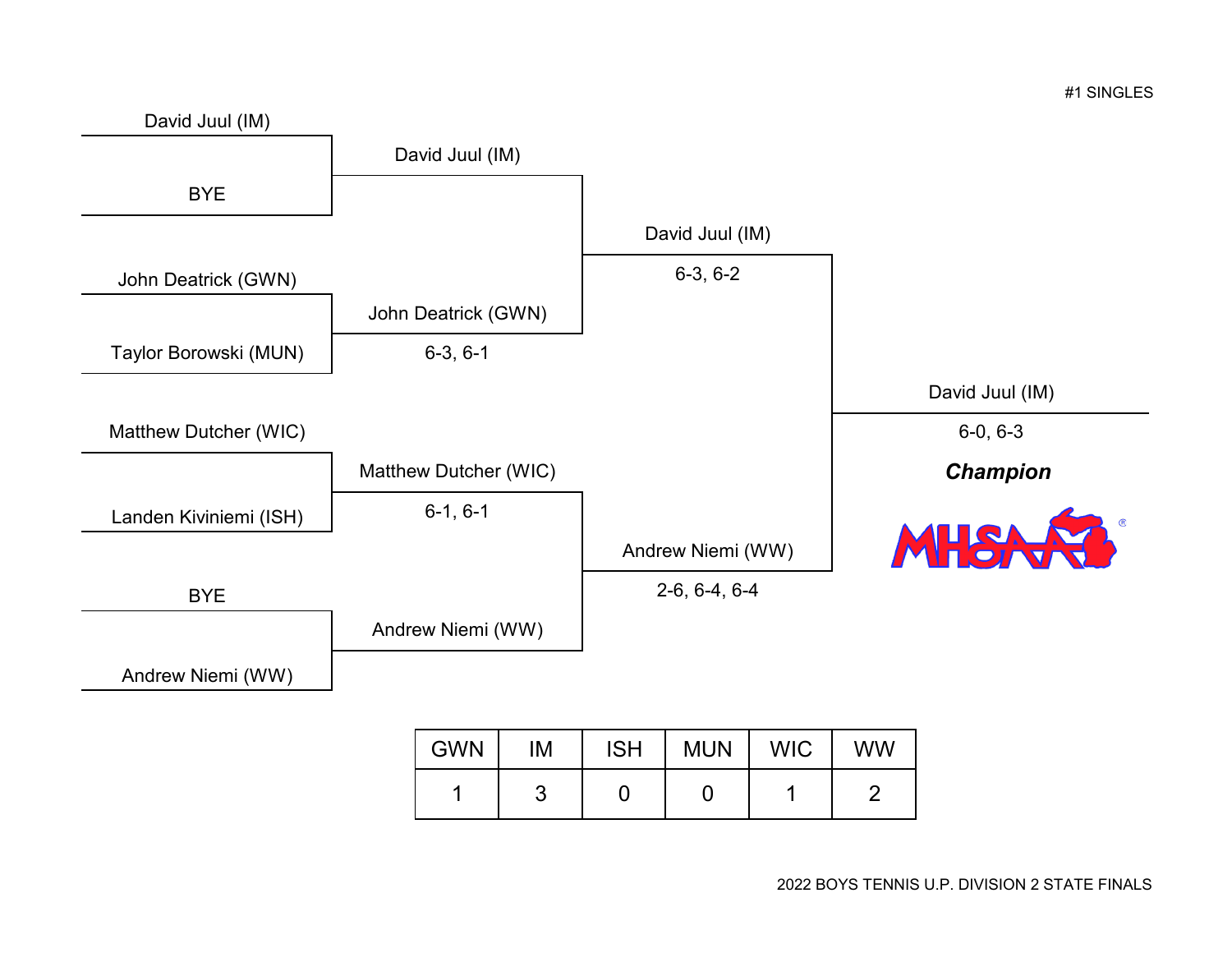#1 SINGLES

**First Round**

- David Juul (IM) vs BYE → David Juul (IM)
- John Deatrick (GWN) vs Taylor Borowski (MUN) → John Deatrick (GWN) 6-3, 6-1
- Matthew Dutcher (WIC) vs Landen Kiviniemi (ISH) → Matthew Dutcher (WIC) 6-1, 6-1
- BYE vs Andrew Niemi (WW) → Andrew Niemi (WW)

**Semifinals**

- David Juul (IM) vs John Deatrick (GWN) → David Juul (IM) 6-3, 6-2
- Matthew Dutcher (WIC) vs Andrew Niemi (WW) → Andrew Niemi (WW) 2-6, 6-4, 6-4

**Final**

- David Juul (IM) vs Andrew Niemi (WW) → David Juul (IM) 6-0, 6-3

***Champion***: David Juul (IM)

| GWN | IM | ISH | MUN | WIC | WW |
|---|---|---|---|---|---|
| 1 | 3 | 0 | 0 | 1 | 2 |

2022 BOYS TENNIS U.P. DIVISION 2 STATE FINALS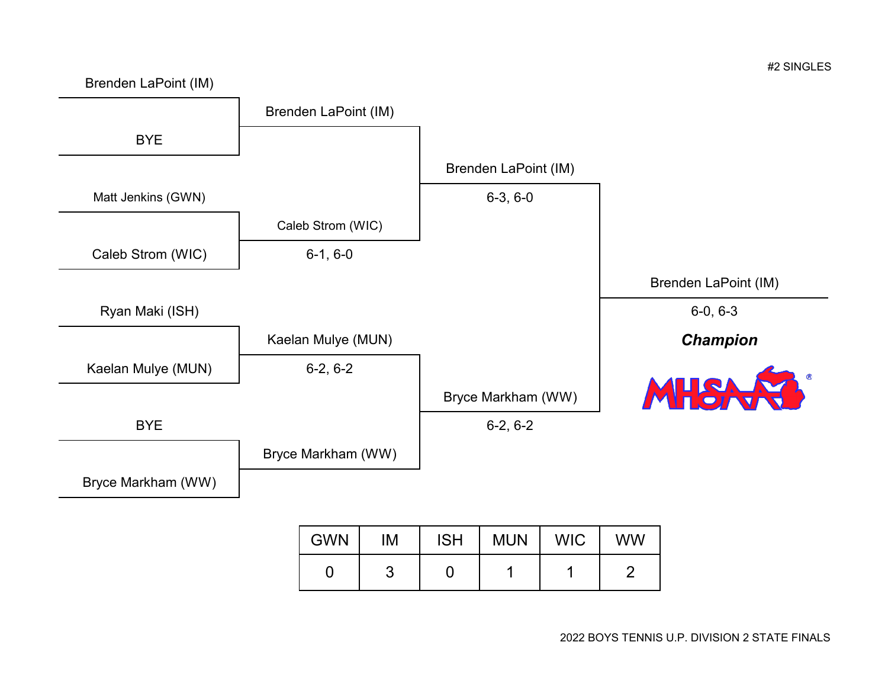#2 SINGLES

**First Round**

- Brenden LaPoint (IM) vs. BYE — Brenden LaPoint (IM)
- Matt Jenkins (GWN) vs. Caleb Strom (WIC) — Caleb Strom (WIC) 6-1, 6-0
- Ryan Maki (ISH) vs. Kaelan Mulye (MUN) — Kaelan Mulye (MUN) 6-2, 6-2
- BYE vs. Bryce Markham (WW) — Bryce Markham (WW)

**Semifinals**

- Brenden LaPoint (IM) 6-3, 6-0
- Bryce Markham (WW) 6-2, 6-2

**Final**

- Brenden LaPoint (IM) 6-0, 6-3

***Champion***

MHSAA

| GWN | IM | ISH | MUN | WIC | WW |
|---|---|---|---|---|---|
| 0 | 3 | 0 | 1 | 1 | 2 |

2022 BOYS TENNIS U.P. DIVISION 2 STATE FINALS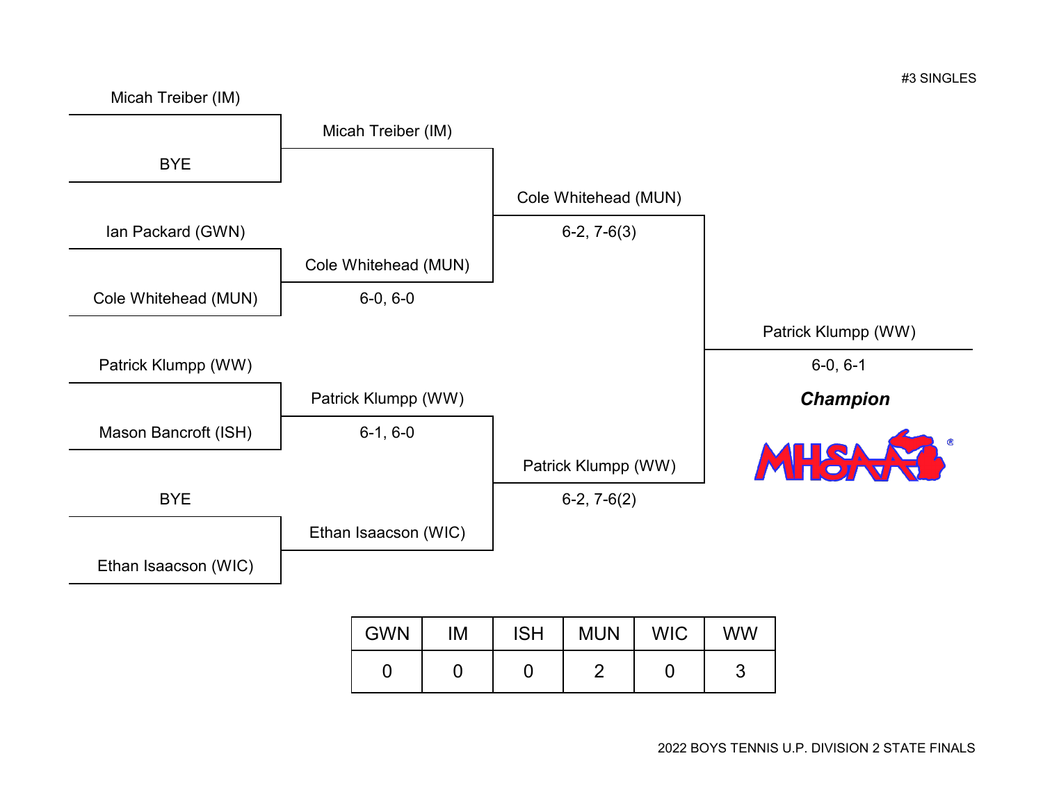#3 SINGLES

**First Round**

- Micah Treiber (IM) vs. BYE
- Ian Packard (GWN) vs. Cole Whitehead (MUN)
- Patrick Klumpp (WW) vs. Mason Bancroft (ISH)
- BYE vs. Ethan Isaacson (WIC)

**Second Round**

- Micah Treiber (IM)
- Cole Whitehead (MUN) 6-0, 6-0
- Patrick Klumpp (WW) 6-1, 6-0
- Ethan Isaacson (WIC)

**Semifinals**

- Cole Whitehead (MUN) 6-2, 7-6(3)
- Patrick Klumpp (WW) 6-2, 7-6(2)

**Final**

Patrick Klumpp (WW) 6-0, 6-1

***Champion***

MHSAA

| GWN | IM | ISH | MUN | WIC | WW |
|---|---|---|---|---|---|
| 0 | 0 | 0 | 2 | 0 | 3 |

2022 BOYS TENNIS U.P. DIVISION 2 STATE FINALS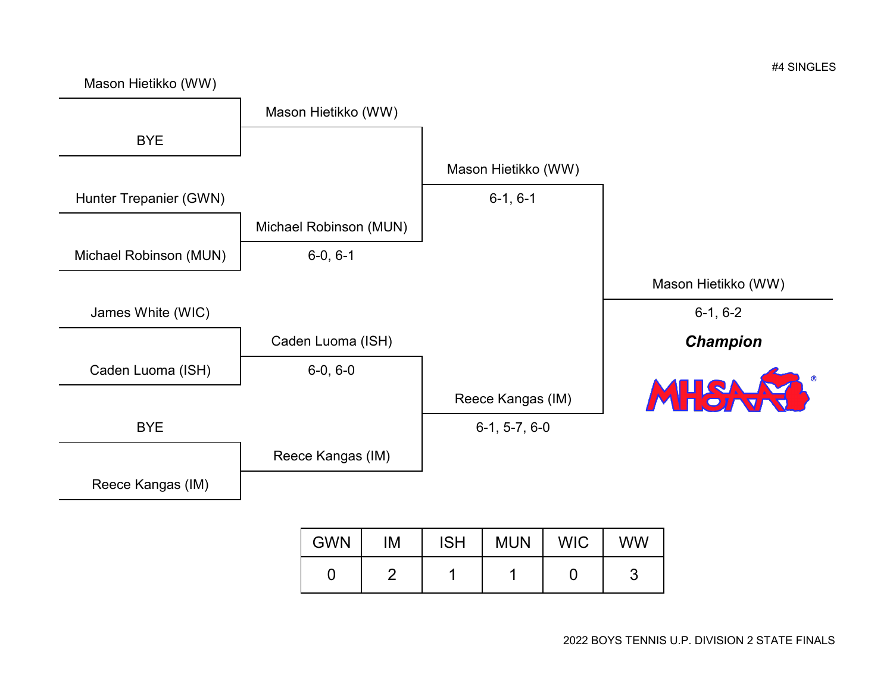#4 SINGLES

**First Round**

- Mason Hietikko (WW) vs. BYE → Mason Hietikko (WW)
- Hunter Trepanier (GWN) vs. Michael Robinson (MUN) → Michael Robinson (MUN), 6-0, 6-1
- James White (WIC) vs. Caden Luoma (ISH) → Caden Luoma (ISH), 6-0, 6-0
- BYE vs. Reece Kangas (IM) → Reece Kangas (IM)

**Semifinals**

- Mason Hietikko (WW) vs. Michael Robinson (MUN) → Mason Hietikko (WW), 6-1, 6-1
- Caden Luoma (ISH) vs. Reece Kangas (IM) → Reece Kangas (IM), 6-1, 5-7, 6-0

**Final**

- Mason Hietikko (WW) vs. Reece Kangas (IM) → Mason Hietikko (WW), 6-1, 6-2

***Champion***: Mason Hietikko (WW)

MHSAA

| GWN | IM | ISH | MUN | WIC | WW |
| --- | --- | --- | --- | --- | --- |
| 0 | 2 | 1 | 1 | 0 | 3 |

2022 BOYS TENNIS U.P. DIVISION 2 STATE FINALS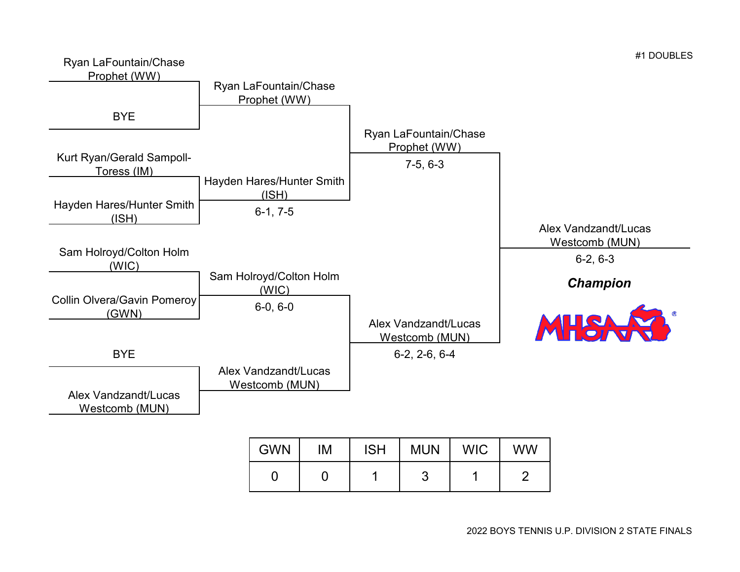## #1 DOUBLES

### First Round

- Ryan LaFountain/Chase Prophet (WW) vs. BYE
- Kurt Ryan/Gerald Sampoll-Toress (IM) vs. Hayden Hares/Hunter Smith (ISH)
- Sam Holroyd/Colton Holm (WIC) vs. Collin Olvera/Gavin Pomeroy (GWN)
- BYE vs. Alex Vandzandt/Lucas Westcomb (MUN)

### Quarterfinals

- Ryan LaFountain/Chase Prophet (WW)
- Hayden Hares/Hunter Smith (ISH) — 6-1, 7-5
- Sam Holroyd/Colton Holm (WIC) — 6-0, 6-0
- Alex Vandzandt/Lucas Westcomb (MUN)

### Semifinals

- Ryan LaFountain/Chase Prophet (WW) — 7-5, 6-3
- Alex Vandzandt/Lucas Westcomb (MUN) — 6-2, 2-6, 6-4

### Final

Alex Vandzandt/Lucas Westcomb (MUN) — 6-2, 6-3

***Champion***

MHSAA®

| GWN | IM | ISH | MUN | WIC | WW |
|---|---|---|---|---|---|
| 0 | 0 | 1 | 3 | 1 | 2 |

2022 BOYS TENNIS U.P. DIVISION 2 STATE FINALS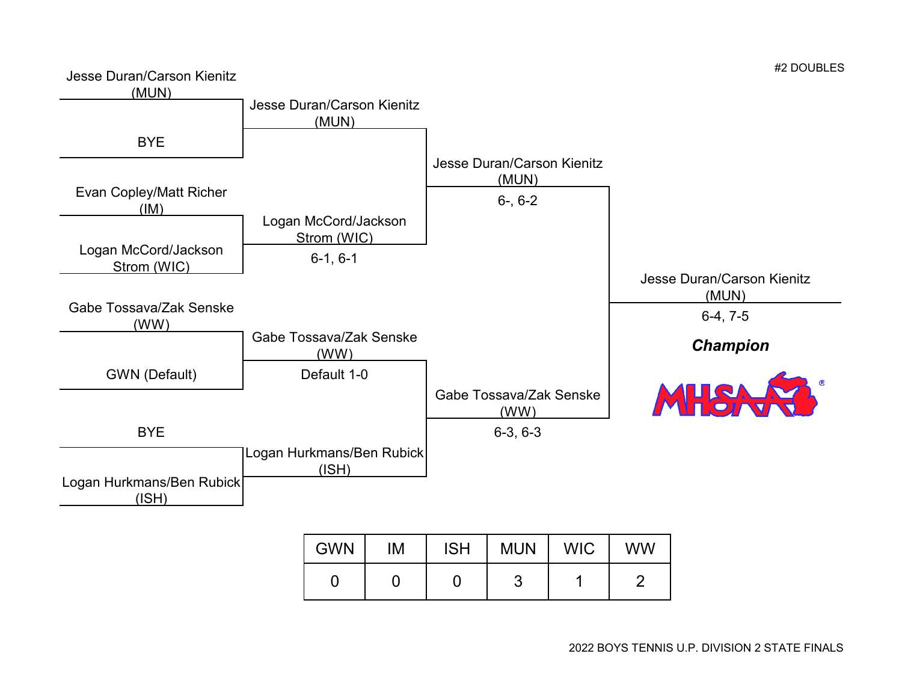#2 DOUBLES

**First Round**

- Jesse Duran/Carson Kienitz (MUN) vs. BYE
- Evan Copley/Matt Richer (IM) vs. Logan McCord/Jackson Strom (WIC)
- Gabe Tossava/Zak Senske (WW) vs. GWN (Default)
- BYE vs. Logan Hurkmans/Ben Rubick (ISH)

**Second Round**

- Jesse Duran/Carson Kienitz (MUN)
- Logan McCord/Jackson Strom (WIC) — 6-1, 6-1
- Gabe Tossava/Zak Senske (WW) — Default 1-0
- Logan Hurkmans/Ben Rubick (ISH)

**Semifinals**

- Jesse Duran/Carson Kienitz (MUN) — 6-, 6-2
- Gabe Tossava/Zak Senske (WW) — 6-3, 6-3

**Final**

Jesse Duran/Carson Kienitz (MUN) — 6-4, 7-5

***Champion***

| GWN | IM | ISH | MUN | WIC | WW |
|---|---|---|---|---|---|
| 0 | 0 | 0 | 3 | 1 | 2 |

2022 BOYS TENNIS U.P. DIVISION 2 STATE FINALS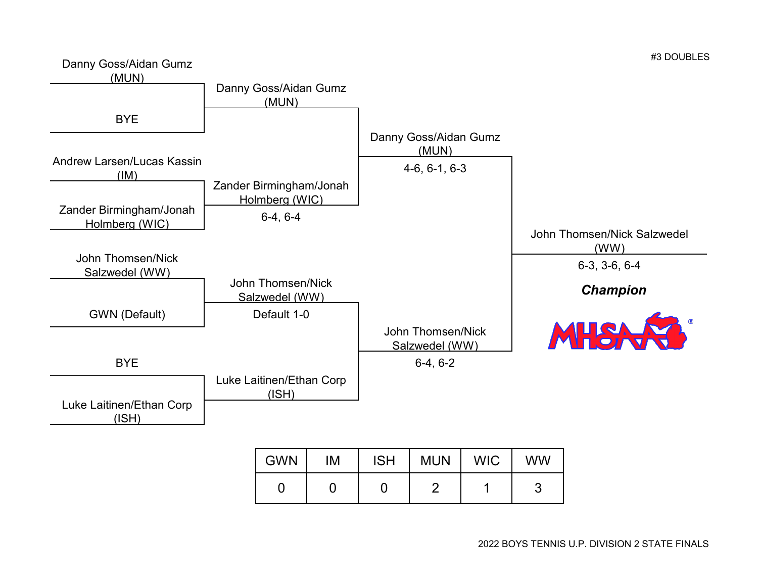#3 DOUBLES

**Round 1**

- Danny Goss/Aidan Gumz (MUN) vs. BYE
- Andrew Larsen/Lucas Kassin (IM) vs. Zander Birmingham/Jonah Holmberg (WIC)
- John Thomsen/Nick Salzwedel (WW) vs. GWN (Default)
- BYE vs. Luke Laitinen/Ethan Corp (ISH)

**Quarterfinals**

- Danny Goss/Aidan Gumz (MUN)
- Zander Birmingham/Jonah Holmberg (WIC) — 6-4, 6-4
- John Thomsen/Nick Salzwedel (WW) — Default 1-0
- Luke Laitinen/Ethan Corp (ISH)

**Semifinals**

- Danny Goss/Aidan Gumz (MUN) — 4-6, 6-1, 6-3
- John Thomsen/Nick Salzwedel (WW) — 6-4, 6-2

**Final**

John Thomsen/Nick Salzwedel (WW) — 6-3, 3-6, 6-4

***Champion***

| GWN | IM | ISH | MUN | WIC | WW |
|---|---|---|---|---|---|
| 0 | 0 | 0 | 2 | 1 | 3 |

2022 BOYS TENNIS U.P. DIVISION 2 STATE FINALS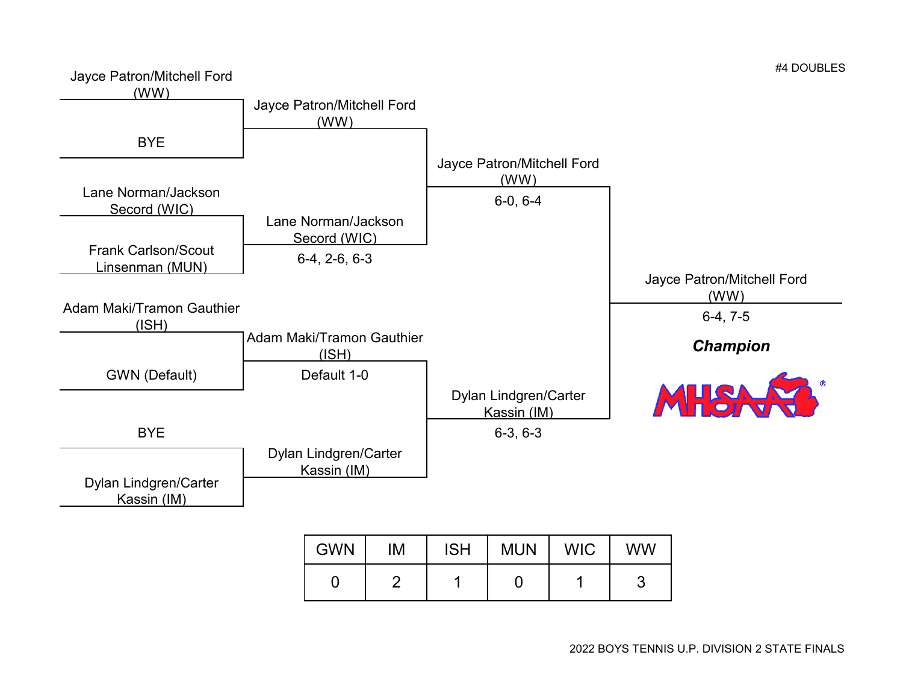#4 DOUBLES

**First Round**

Jayce Patron/Mitchell Ford (WW)
BYE

Lane Norman/Jackson Secord (WIC)
Frank Carlson/Scout Linsenman (MUN)

Adam Maki/Tramon Gauthier (ISH)
GWN (Default)

BYE
Dylan Lindgren/Carter Kassin (IM)

**Second Round**

Jayce Patron/Mitchell Ford (WW)

Lane Norman/Jackson Secord (WIC)
6-4, 2-6, 6-3

Adam Maki/Tramon Gauthier (ISH)
Default 1-0

Dylan Lindgren/Carter Kassin (IM)

**Semifinals**

Jayce Patron/Mitchell Ford (WW)
6-0, 6-4

Dylan Lindgren/Carter Kassin (IM)
6-3, 6-3

**Final**

Jayce Patron/Mitchell Ford (WW)
6-4, 7-5

***Champion***

MHSAA

| GWN | IM | ISH | MUN | WIC | WW |
|---|---|---|---|---|---|
| 0 | 2 | 1 | 0 | 1 | 3 |

2022 BOYS TENNIS U.P. DIVISION 2 STATE FINALS